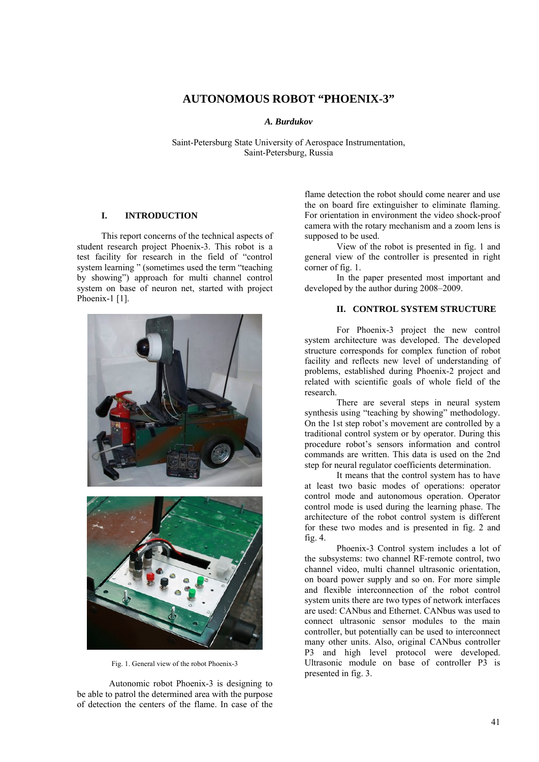# AUTONOMOUS ROBOT "PHOENIX-3"

***A. Burdukov***

Saint-Petersburg State University of Aerospace Instrumentation,
Saint-Petersburg, Russia

## I. INTRODUCTION

This report concerns of the technical aspects of student research project Phoenix-3. This robot is a test facility for research in the field of "control system learning " (sometimes used the term "teaching by showing") approach for multi channel control system on base of neuron net, started with project Phoenix-1 [1].

Fig. 1. General view of the robot Phoenix-3

Autonomic robot Phoenix-3 is designing to be able to patrol the determined area with the purpose of detection the centers of the flame. In case of the flame detection the robot should come nearer and use the on board fire extinguisher to eliminate flaming. For orientation in environment the video shock-proof camera with the rotary mechanism and a zoom lens is supposed to be used.

View of the robot is presented in fig. 1 and general view of the controller is presented in right corner of fig. 1.

In the paper presented most important and developed by the author during 2008–2009.

## II. CONTROL SYSTEM STRUCTURE

For Phoenix-3 project the new control system architecture was developed. The developed structure corresponds for complex function of robot facility and reflects new level of understanding of problems, established during Phoenix-2 project and related with scientific goals of whole field of the research.

There are several steps in neural system synthesis using "teaching by showing" methodology. On the 1st step robot's movement are controlled by a traditional control system or by operator. During this procedure robot's sensors information and control commands are written. This data is used on the 2nd step for neural regulator coefficients determination.

It means that the control system has to have at least two basic modes of operations: operator control mode and autonomous operation. Operator control mode is used during the learning phase. The architecture of the robot control system is different for these two modes and is presented in fig. 2 and fig. 4.

Phoenix-3 Control system includes a lot of the subsystems: two channel RF-remote control, two channel video, multi channel ultrasonic orientation, on board power supply and so on. For more simple and flexible interconnection of the robot control system units there are two types of network interfaces are used: CANbus and Ethernet. CANbus was used to connect ultrasonic sensor modules to the main controller, but potentially can be used to interconnect many other units. Also, original CANbus controller P3 and high level protocol were developed. Ultrasonic module on base of controller P3 is presented in fig. 3.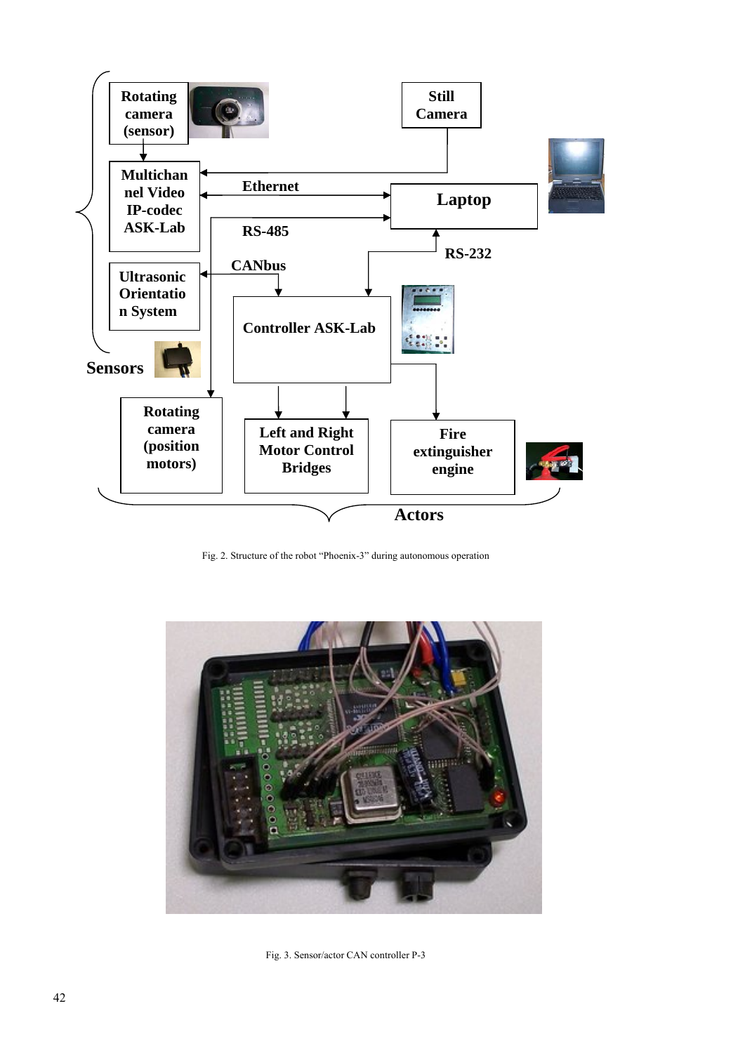Fig. 2. Structure of the robot "Phoenix-3" during autonomous operation

Fig. 3. Sensor/actor CAN controller P-3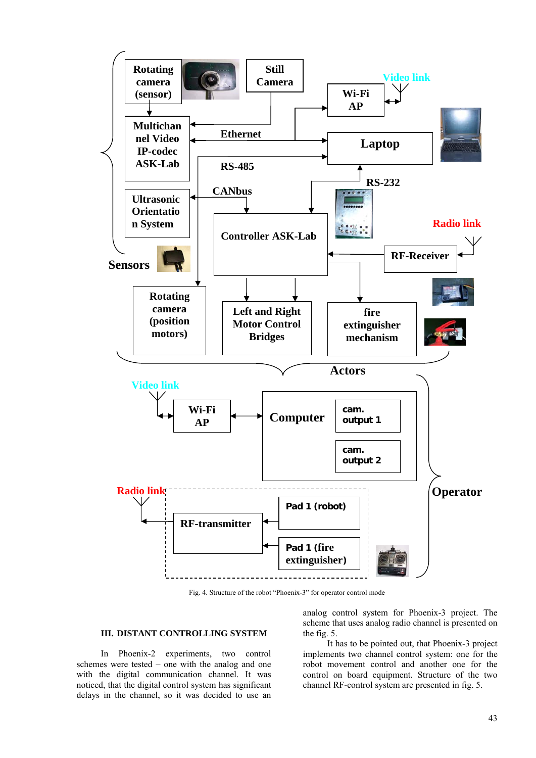Fig. 4. Structure of the robot "Phoenix-3" for operator control mode

## III. DISTANT CONTROLLING SYSTEM

In Phoenix-2 experiments, two control schemes were tested – one with the analog and one with the digital communication channel. It was noticed, that the digital control system has significant delays in the channel, so it was decided to use an analog control system for Phoenix-3 project. The scheme that uses analog radio channel is presented on the fig. 5.

It has to be pointed out, that Phoenix-3 project implements two channel control system: one for the robot movement control and another one for the control on board equipment. Structure of the two channel RF-control system are presented in fig. 5.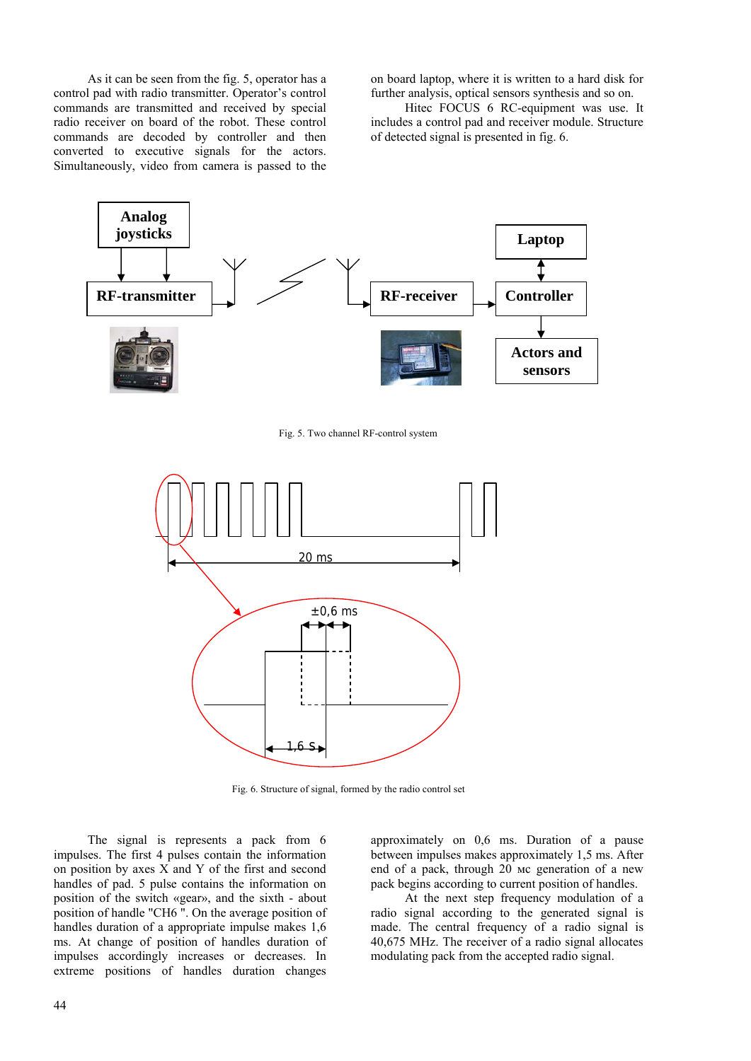As it can be seen from the fig. 5, operator has a control pad with radio transmitter. Operator's control commands are transmitted and received by special radio receiver on board of the robot. These control commands are decoded by controller and then converted to executive signals for the actors. Simultaneously, video from camera is passed to the on board laptop, where it is written to a hard disk for further analysis, optical sensors synthesis and so on.

Hitec FOCUS 6 RC-equipment was use. It includes a control pad and receiver module. Structure of detected signal is presented in fig. 6.

Fig. 5. Two channel RF-control system

Fig. 6. Structure of signal, formed by the radio control set

The signal is represents a pack from 6 impulses. The first 4 pulses contain the information on position by axes X and Y of the first and second handles of pad. 5 pulse contains the information on position of the switch «gear», and the sixth - about position of handle "CH6 ". On the average position of handles duration of a appropriate impulse makes 1,6 ms. At change of position of handles duration of impulses accordingly increases or decreases. In extreme positions of handles duration changes approximately on 0,6 ms. Duration of a pause between impulses makes approximately 1,5 ms. After end of a pack, through 20 мс generation of a new pack begins according to current position of handles.

At the next step frequency modulation of a radio signal according to the generated signal is made. The central frequency of a radio signal is 40,675 MHz. The receiver of a radio signal allocates modulating pack from the accepted radio signal.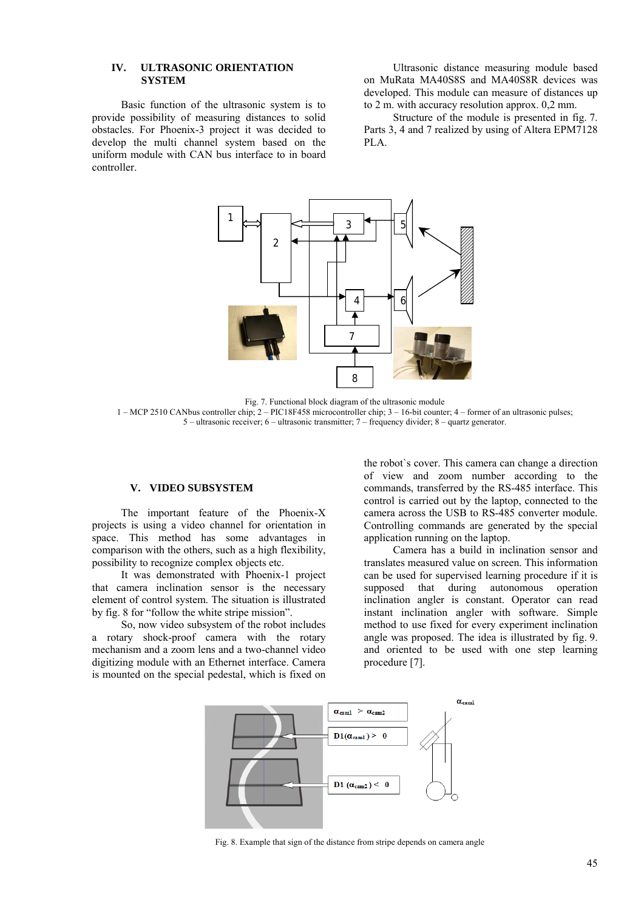## IV. ULTRASONIC ORIENTATION SYSTEM

Basic function of the ultrasonic system is to provide possibility of measuring distances to solid obstacles. For Phoenix-3 project it was decided to develop the multi channel system based on the uniform module with CAN bus interface to in board controller.

Ultrasonic distance measuring module based on MuRata MA40S8S and MA40S8R devices was developed. This module can measure of distances up to 2 m. with accuracy resolution approx. 0,2 mm.

Structure of the module is presented in fig. 7. Parts 3, 4 and 7 realized by using of Altera EPM7128 PLA.

Fig. 7. Functional block diagram of the ultrasonic module
1 – MCP 2510 CANbus controller chip; 2 – PIC18F458 microcontroller chip; 3 – 16-bit counter; 4 – former of an ultrasonic pulses; 5 – ultrasonic receiver; 6 – ultrasonic transmitter; 7 – frequency divider; 8 – quartz generator.

## V. VIDEO SUBSYSTEM

The important feature of the Phoenix-X projects is using a video channel for orientation in space. This method has some advantages in comparison with the others, such as a high flexibility, possibility to recognize complex objects etc.

It was demonstrated with Phoenix-1 project that camera inclination sensor is the necessary element of control system. The situation is illustrated by fig. 8 for "follow the white stripe mission".

So, now video subsystem of the robot includes a rotary shock-proof camera with the rotary mechanism and a zoom lens and a two-channel video digitizing module with an Ethernet interface. Camera is mounted on the special pedestal, which is fixed on the robot`s cover. This camera can change a direction of view and zoom number according to the commands, transferred by the RS-485 interface. This control is carried out by the laptop, connected to the camera across the USB to RS-485 converter module. Controlling commands are generated by the special application running on the laptop.

Camera has a build in inclination sensor and translates measured value on screen. This information can be used for supervised learning procedure if it is supposed that during autonomous operation inclination angler is constant. Operator can read instant inclination angler with software. Simple method to use fixed for every experiment inclination angle was proposed. The idea is illustrated by fig. 9. and oriented to be used with one step learning procedure [7].

$\alpha_{cam1} > \alpha_{cam2}$

$D1(\alpha_{cam1}) > 0$

$D1(\alpha_{cam2}) < 0$

$\alpha_{cam1}$

Fig. 8. Example that sign of the distance from stripe depends on camera angle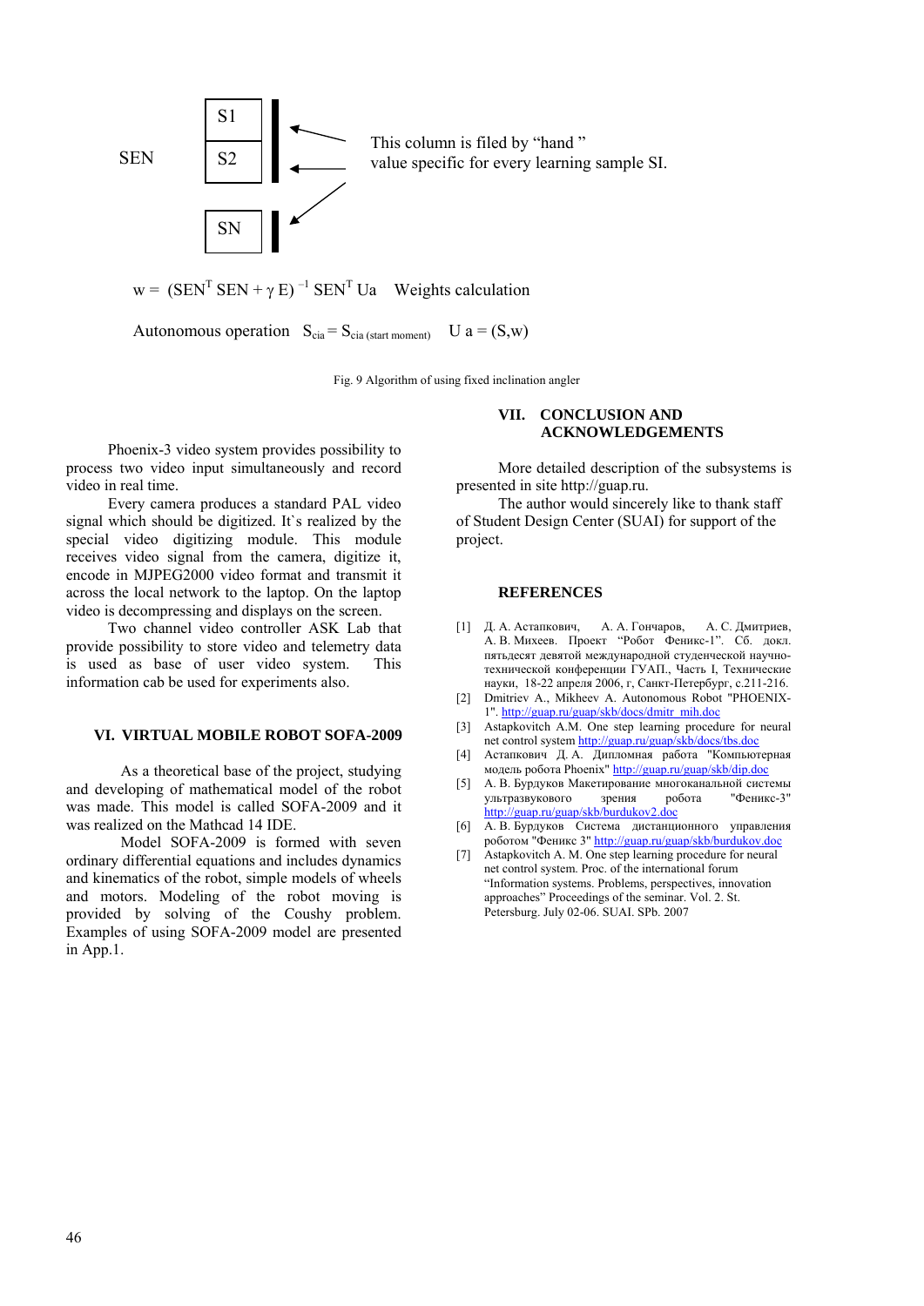SEN

| S1 |
|---|
| S2 |

SN

This column is filed by "hand " value specific for every learning sample SI.

$w = (SEN^T SEN + \gamma E)^{-1} SEN^T Ua$ Weights calculation

Autonomous operation $S_{cia} = S_{cia\ (start\ moment)}$ $U\ a = (S,w)$

Fig. 9 Algorithm of using fixed inclination angler

Phoenix-3 video system provides possibility to process two video input simultaneously and record video in real time.

Every camera produces a standard PAL video signal which should be digitized. It`s realized by the special video digitizing module. This module receives video signal from the camera, digitize it, encode in MJPEG2000 video format and transmit it across the local network to the laptop. On the laptop video is decompressing and displays on the screen.

Two channel video controller ASK Lab that provide possibility to store video and telemetry data is used as base of user video system. This information cab be used for experiments also.

## VI. VIRTUAL MOBILE ROBOT SOFA-2009

As a theoretical base of the project, studying and developing of mathematical model of the robot was made. This model is called SOFA-2009 and it was realized on the Mathcad 14 IDE.

Model SOFA-2009 is formed with seven ordinary differential equations and includes dynamics and kinematics of the robot, simple models of wheels and motors. Modeling of the robot moving is provided by solving of the Coushy problem. Examples of using SOFA-2009 model are presented in App.1.

## VII. CONCLUSION AND ACKNOWLEDGEMENTS

More detailed description of the subsystems is presented in site http://guap.ru.

The author would sincerely like to thank staff of Student Design Center (SUAI) for support of the project.

## REFERENCES

[1] Д. А. Астапкович, А. А. Гончаров, А. С. Дмитриев, А. В. Михеев. Проект "Робот Феникс-1". Сб. докл. пятьдесят девятой международной студенческой научно-технической конференции ГУАП., Часть I, Технические науки, 18-22 апреля 2006, г, Санкт-Петербург, с.211-216.

[2] Dmitriev A., Mikheev A. Autonomous Robot "PHOENIX-1". http://guap.ru/guap/skb/docs/dmitr_mih.doc

[3] Astapkovitch A.M. One step learning procedure for neural net control system http://guap.ru/guap/skb/docs/tbs.doc

[4] Астапкович Д. А. Дипломная работа "Компьютерная модель робота Phoenix" http://guap.ru/guap/skb/dip.doc

[5] А. В. Бурдуков Макетирование многоканальной системы ультразвукового зрения робота "Феникс-3" http://guap.ru/guap/skb/burdukov2.doc

[6] А. В. Бурдуков Система дистанционного управления роботом "Феникс 3" http://guap.ru/guap/skb/burdukov.doc

[7] Astapkovitch A. M. One step learning procedure for neural net control system. Proc. of the international forum "Information systems. Problems, perspectives, innovation approaches" Proceedings of the seminar. Vol. 2. St. Petersburg. July 02-06. SUAI. SPb. 2007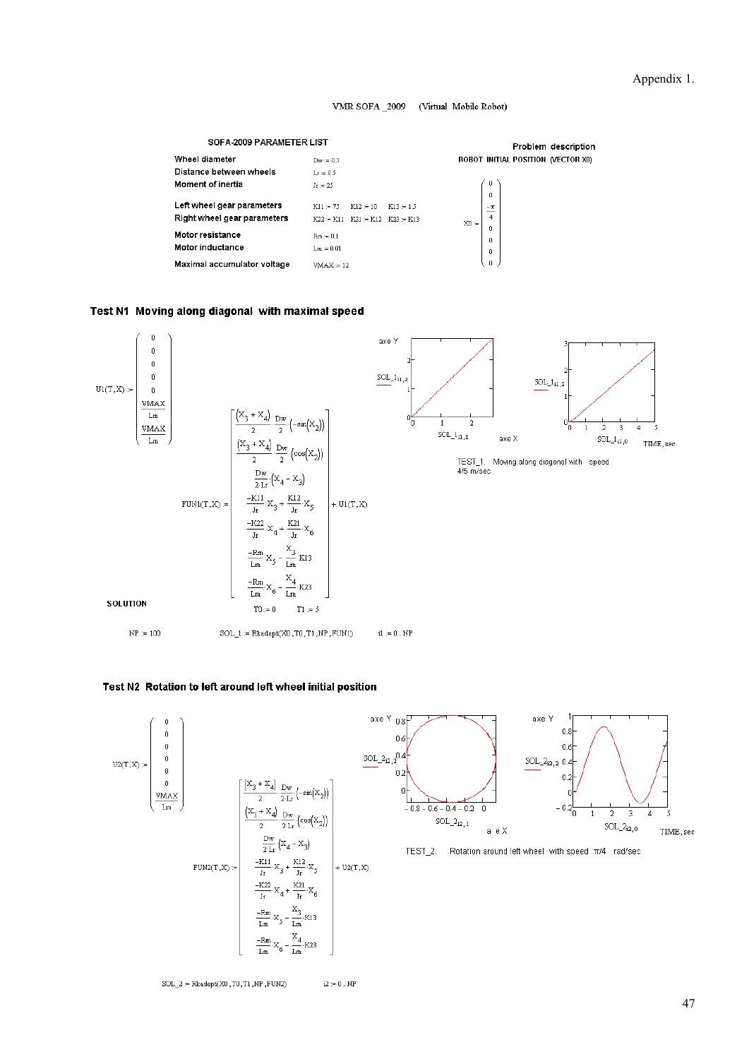Appendix 1.

VMR SOFA _2009 (Virtual Mobile Robot)

**SOFA-2009 PARAMETER LIST**

| | |
|---|---|
| Wheel diameter | $Dw := 0.3$ |
| Distance between wheels | $Lr := 0.5$ |
| Moment of inertia | $Jr := 25$ |
| Left wheel gear parameters | $K11 := 75$ $K12 := 10$ $K13 := 1.5$ |
| Right wheel gear parameters | $K22 := K11$ $K21 := K12$ $K23 := K13$ |
| Motor resistance | $Rm := 0.1$ |
| Motor inductance | $Lm := 0.01$ |
| Maximal accumulator voltage | $VMAX := 12$ |

**Problem description**

ROBOT INITIAL POSITION (VECTOR X0)

$$X0 := \begin{pmatrix} 0 \\ 0 \\ \frac{-\pi}{4} \\ 0 \\ 0 \\ 0 \\ 0 \end{pmatrix}$$

### Test N1 Moving along diagonal with maximal speed

$$U1(T,X) := \begin{pmatrix} 0 \\ 0 \\ 0 \\ 0 \\ 0 \\ \frac{VMAX}{Lm} \\ \frac{VMAX}{Lm} \end{pmatrix}$$

$$FUN1(T,X) := \begin{bmatrix} \frac{(X_3 + X_4)}{2} \cdot \frac{Dw}{2} \cdot (-\sin(X_2)) \\ \frac{(X_3 + X_4)}{2} \cdot \frac{Dw}{2} \cdot (\cos(X_2)) \\ \frac{Dw}{2 \cdot Lr} \cdot (X_4 - X_3) \\ \frac{-K11}{Jr} \cdot X_3 + \frac{K12}{Jr} \cdot X_5 \\ \frac{-K22}{Jr} \cdot X_4 + \frac{K21}{Jr} \cdot X_6 \\ \frac{-Rm}{Lm} \cdot X_5 - \frac{X_3}{Lm} \cdot K13 \\ \frac{-Rm}{Lm} \cdot X_6 - \frac{X_4}{Lm} \cdot K23 \end{bmatrix} + U1(T,X)$$

axe Y
2
1
0
0 1 2
$SOL\_1_{i1,2}$
$SOL\_1_{i1,1}$
axe X

3
2
1
0
0 1 2 3 4 5
$SOL\_1_{i1,2}$
$SOL\_1_{i1,0}$
TIME, sec

TEST_1. Moving along diagonal with speed 4/5 m/sec

**SOLUTION**

$T0 := 0$ $T1 := 5$

$NP := 100$ $SOL\_1 := Rkadapt(X0, T0, T1, NP, FUN1)$ $i1 := 0 .. NP$

### Test N2 Rotation to left around left wheel initial position

$$U2(T,X) := \begin{pmatrix} 0 \\ 0 \\ 0 \\ 0 \\ 0 \\ 0 \\ \frac{VMAX}{Lm} \end{pmatrix}$$

$$FUN2(T,X) := \begin{bmatrix} \frac{(X_3 + X_4)}{2} \cdot \frac{Dw}{2 \cdot Lr} \cdot (-\sin(X_2)) \\ \frac{(X_3 + X_4)}{2} \cdot \frac{Dw}{2 \cdot Lr} \cdot (\cos(X_2)) \\ \frac{Dw}{2 \cdot Lr} \cdot (X_4 - X_3) \\ \frac{-K11}{Jr} \cdot X_3 + \frac{K12}{Jr} \cdot X_5 \\ \frac{-K22}{Jr} \cdot X_4 + \frac{K21}{Jr} \cdot X_6 \\ \frac{-Rm}{Lm} \cdot X_5 - \frac{X_3}{Lm} \cdot K13 \\ \frac{-Rm}{Lm} \cdot X_6 - \frac{X_4}{Lm} \cdot K23 \end{bmatrix} + U2(T,X)$$

axe Y
0.8
0.6
0.4
0.2
0
−0.8 −0.6 −0.4 −0.2 0
$SOL\_2_{i2,2}$
$SOL\_2_{i2,1}$
axe X

axe Y
1
0.8
0.6
0.4
0.2
0
−0.2
0 1 2 3 4 5
$SOL\_2_{i2,2}$
$SOL\_2_{i2,0}$
TIME, sec

TEST_2. Rotation around left wheel with speed π/4 rad/sec

$SOL\_2 := Rkadapt(X0, T0, T1, NP, FUN2)$ $i2 := 0 .. NP$